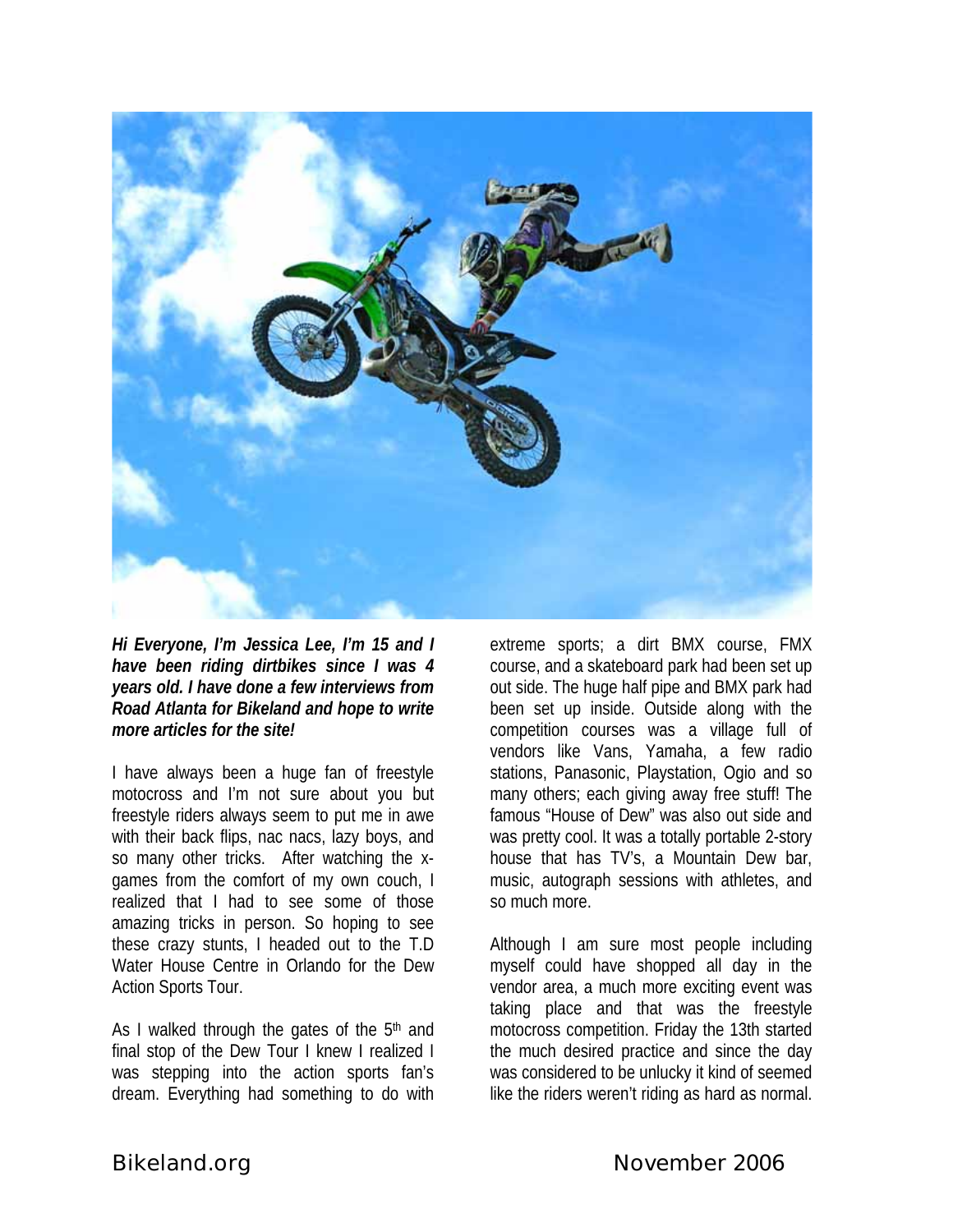***Hi Everyone, I'm Jessica Lee, I'm 15 and I have been riding dirtbikes since I was 4 years old. I have done a few interviews from Road Atlanta for Bikeland and hope to write more articles for the site!***

I have always been a huge fan of freestyle motocross and I'm not sure about you but freestyle riders always seem to put me in awe with their back flips, nac nacs, lazy boys, and so many other tricks. After watching the x-games from the comfort of my own couch, I realized that I had to see some of those amazing tricks in person. So hoping to see these crazy stunts, I headed out to the T.D Water House Centre in Orlando for the Dew Action Sports Tour.

As I walked through the gates of the 5th and final stop of the Dew Tour I knew I realized I was stepping into the action sports fan's dream. Everything had something to do with extreme sports; a dirt BMX course, FMX course, and a skateboard park had been set up out side. The huge half pipe and BMX park had been set up inside. Outside along with the competition courses was a village full of vendors like Vans, Yamaha, a few radio stations, Panasonic, Playstation, Ogio and so many others; each giving away free stuff! The famous "House of Dew" was also out side and was pretty cool. It was a totally portable 2-story house that has TV's, a Mountain Dew bar, music, autograph sessions with athletes, and so much more.

Although I am sure most people including myself could have shopped all day in the vendor area, a much more exciting event was taking place and that was the freestyle motocross competition. Friday the 13th started the much desired practice and since the day was considered to be unlucky it kind of seemed like the riders weren't riding as hard as normal.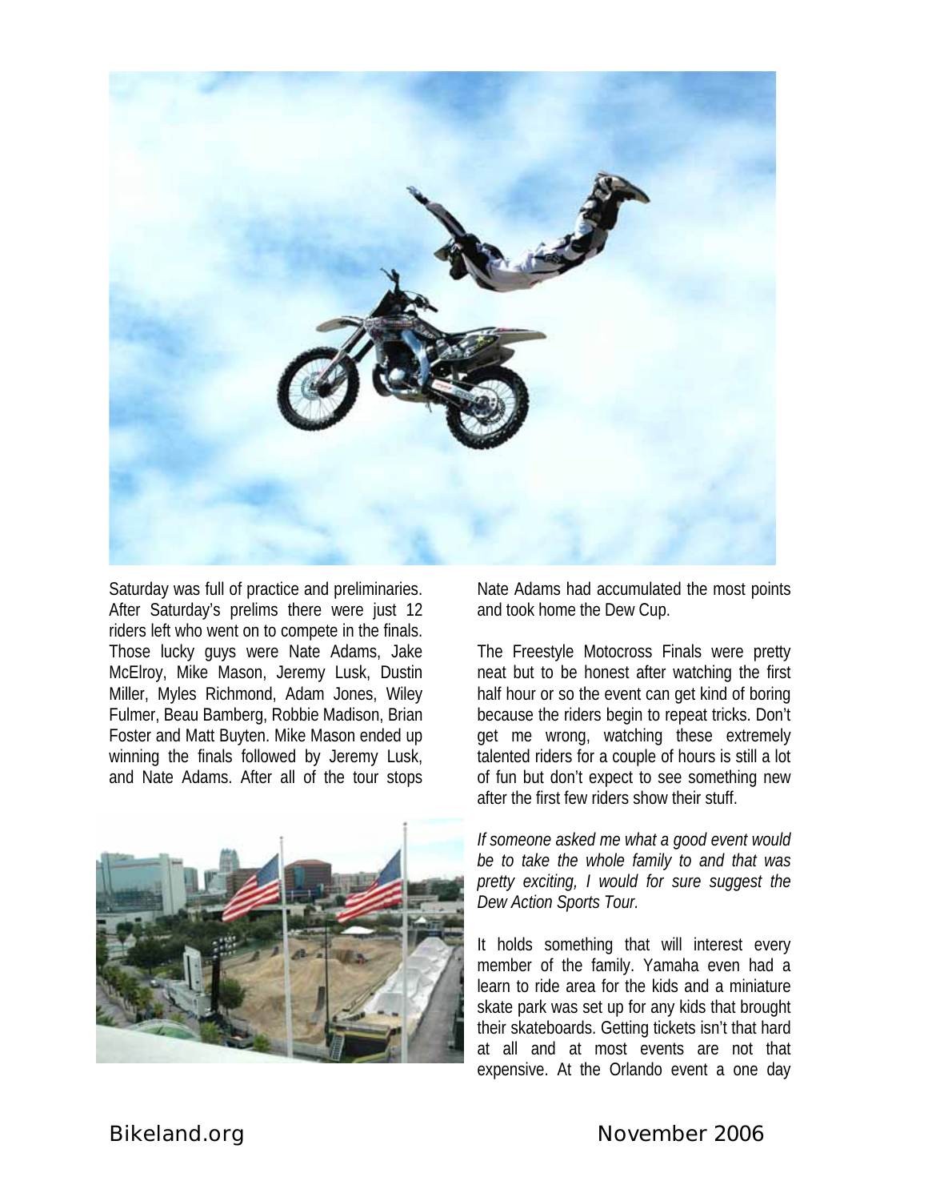Saturday was full of practice and preliminaries. After Saturday's prelims there were just 12 riders left who went on to compete in the finals. Those lucky guys were Nate Adams, Jake McElroy, Mike Mason, Jeremy Lusk, Dustin Miller, Myles Richmond, Adam Jones, Wiley Fulmer, Beau Bamberg, Robbie Madison, Brian Foster and Matt Buyten. Mike Mason ended up winning the finals followed by Jeremy Lusk, and Nate Adams. After all of the tour stops Nate Adams had accumulated the most points and took home the Dew Cup.

The Freestyle Motocross Finals were pretty neat but to be honest after watching the first half hour or so the event can get kind of boring because the riders begin to repeat tricks. Don't get me wrong, watching these extremely talented riders for a couple of hours is still a lot of fun but don't expect to see something new after the first few riders show their stuff.

*If someone asked me what a good event would be to take the whole family to and that was pretty exciting, I would for sure suggest the Dew Action Sports Tour.*

It holds something that will interest every member of the family. Yamaha even had a learn to ride area for the kids and a miniature skate park was set up for any kids that brought their skateboards. Getting tickets isn't that hard at all and at most events are not that expensive. At the Orlando event a one day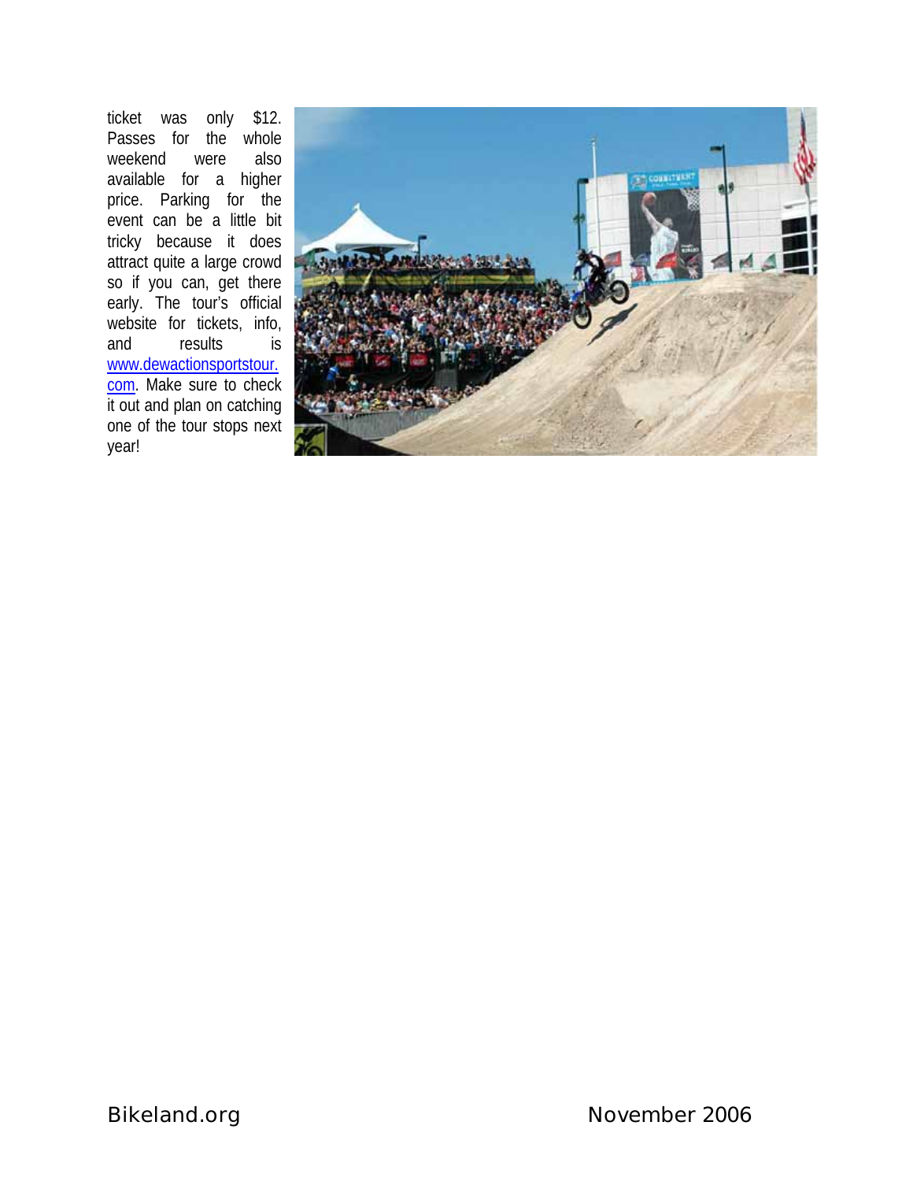ticket was only $12. Passes for the whole weekend were also available for a higher price. Parking for the event can be a little bit tricky because it does attract quite a large crowd so if you can, get there early. The tour's official website for tickets, info, and results is www.dewactionsportstour.com. Make sure to check it out and plan on catching one of the tour stops next year!